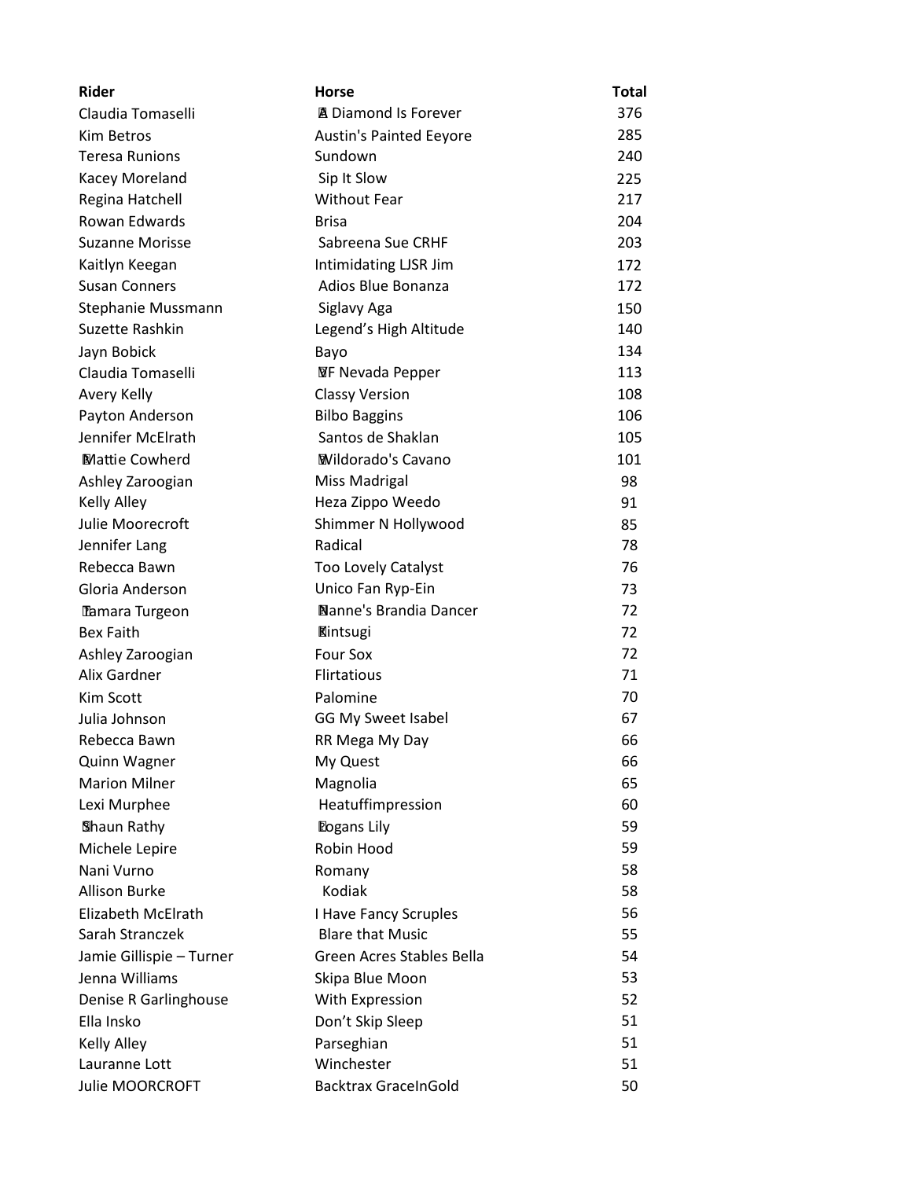| Rider | Horse | Total |
|---|---|---|
| Claudia Tomaselli | A Diamond Is Forever | 376 |
| Kim Betros | Austin's Painted Eeyore | 285 |
| Teresa Runions | Sundown | 240 |
| Kacey Moreland | Sip It Slow | 225 |
| Regina Hatchell | Without Fear | 217 |
| Rowan Edwards | Brisa | 204 |
| Suzanne Morisse | Sabreena Sue CRHF | 203 |
| Kaitlyn Keegan | Intimidating LJSR Jim | 172 |
| Susan Conners | Adios Blue Bonanza | 172 |
| Stephanie Mussmann | Siglavy Aga | 150 |
| Suzette Rashkin | Legend's High Altitude | 140 |
| Jayn Bobick | Bayo | 134 |
| Claudia Tomaselli | VF Nevada Pepper | 113 |
| Avery Kelly | Classy Version | 108 |
| Payton Anderson | Bilbo Baggins | 106 |
| Jennifer McElrath | Santos de Shaklan | 105 |
| Mattie Cowherd | Wildorado's Cavano | 101 |
| Ashley Zaroogian | Miss Madrigal | 98 |
| Kelly Alley | Heza Zippo Weedo | 91 |
| Julie Moorecroft | Shimmer N Hollywood | 85 |
| Jennifer Lang | Radical | 78 |
| Rebecca Bawn | Too Lovely Catalyst | 76 |
| Gloria Anderson | Unico Fan Ryp-Ein | 73 |
| Tamara Turgeon | Nanne's Brandia Dancer | 72 |
| Bex Faith | Kintsugi | 72 |
| Ashley Zaroogian | Four Sox | 72 |
| Alix Gardner | Flirtatious | 71 |
| Kim Scott | Palomine | 70 |
| Julia Johnson | GG My Sweet Isabel | 67 |
| Rebecca Bawn | RR Mega My Day | 66 |
| Quinn Wagner | My Quest | 66 |
| Marion Milner | Magnolia | 65 |
| Lexi Murphee | Heatuffimpression | 60 |
| Shaun Rathy | Logans Lily | 59 |
| Michele Lepire | Robin Hood | 59 |
| Nani Vurno | Romany | 58 |
| Allison Burke | Kodiak | 58 |
| Elizabeth McElrath | I Have Fancy Scruples | 56 |
| Sarah Stranczek | Blare that Music | 55 |
| Jamie Gillispie – Turner | Green Acres Stables Bella | 54 |
| Jenna Williams | Skipa Blue Moon | 53 |
| Denise R Garlinghouse | With Expression | 52 |
| Ella Insko | Don't Skip Sleep | 51 |
| Kelly Alley | Parseghian | 51 |
| Lauranne Lott | Winchester | 51 |
| Julie MOORCROFT | Backtrax GraceInGold | 50 |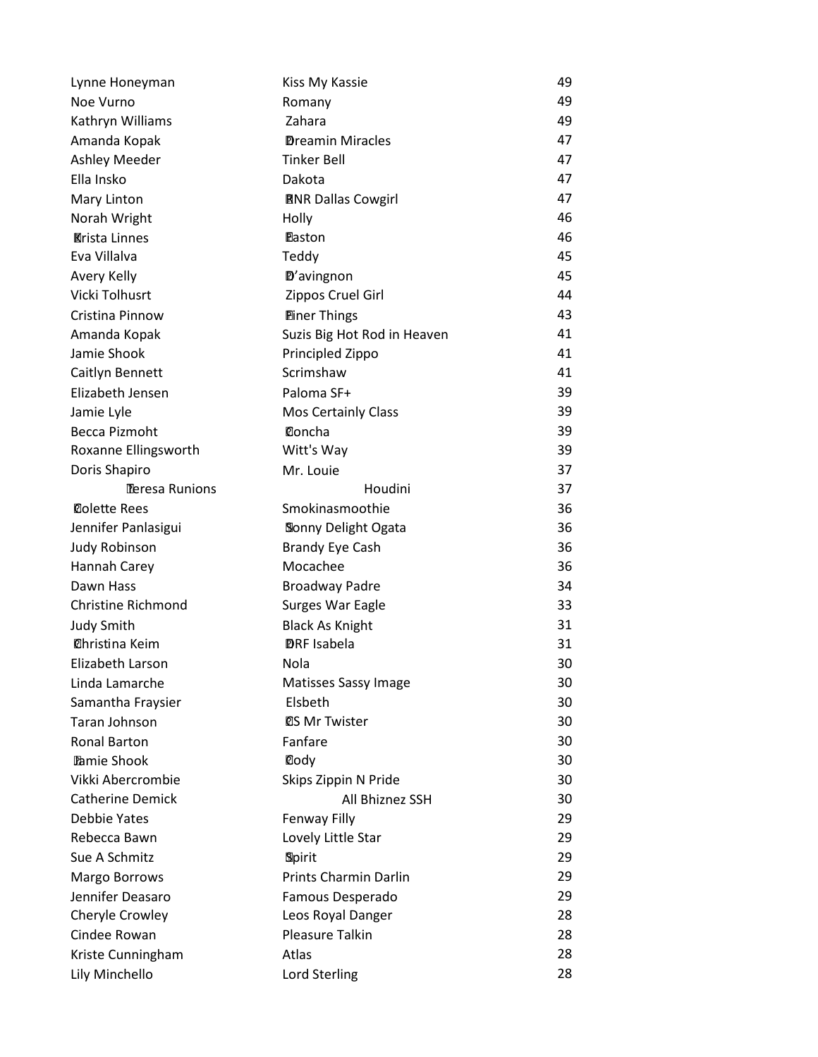| | | |
|---|---|---|
| Lynne Honeyman | Kiss My Kassie | 49 |
| Noe Vurno | Romany | 49 |
| Kathryn Williams | Zahara | 49 |
| Amanda Kopak | Dreamin Miracles | 47 |
| Ashley Meeder | Tinker Bell | 47 |
| Ella Insko | Dakota | 47 |
| Mary Linton | RNR Dallas Cowgirl | 47 |
| Norah Wright | Holly | 46 |
| Krista Linnes | Easton | 46 |
| Eva Villalva | Teddy | 45 |
| Avery Kelly | D'avingnon | 45 |
| Vicki Tolhusrt | Zippos Cruel Girl | 44 |
| Cristina Pinnow | Finer Things | 43 |
| Amanda Kopak | Suzis Big Hot Rod in Heaven | 41 |
| Jamie Shook | Principled Zippo | 41 |
| Caitlyn Bennett | Scrimshaw | 41 |
| Elizabeth Jensen | Paloma SF+ | 39 |
| Jamie Lyle | Mos Certainly Class | 39 |
| Becca Pizmoht | Concha | 39 |
| Roxanne Ellingsworth | Witt's Way | 39 |
| Doris Shapiro | Mr. Louie | 37 |
| Teresa Runions | Houdini | 37 |
| Colette Rees | Smokinasmoothie | 36 |
| Jennifer Panlasigui | Sonny Delight Ogata | 36 |
| Judy Robinson | Brandy Eye Cash | 36 |
| Hannah Carey | Mocachee | 36 |
| Dawn Hass | Broadway Padre | 34 |
| Christine Richmond | Surges War Eagle | 33 |
| Judy Smith | Black As Knight | 31 |
| Christina Keim | DRF Isabela | 31 |
| Elizabeth Larson | Nola | 30 |
| Linda Lamarche | Matisses Sassy Image | 30 |
| Samantha Fraysier | Elsbeth | 30 |
| Taran Johnson | CS Mr Twister | 30 |
| Ronal Barton | Fanfare | 30 |
| Jamie Shook | Cody | 30 |
| Vikki Abercrombie | Skips Zippin N Pride | 30 |
| Catherine Demick | All Bhiznez SSH | 30 |
| Debbie Yates | Fenway Filly | 29 |
| Rebecca Bawn | Lovely Little Star | 29 |
| Sue A Schmitz | Spirit | 29 |
| Margo Borrows | Prints Charmin Darlin | 29 |
| Jennifer Deasaro | Famous Desperado | 29 |
| Cheryle Crowley | Leos Royal Danger | 28 |
| Cindee Rowan | Pleasure Talkin | 28 |
| Kriste Cunningham | Atlas | 28 |
| Lily Minchello | Lord Sterling | 28 |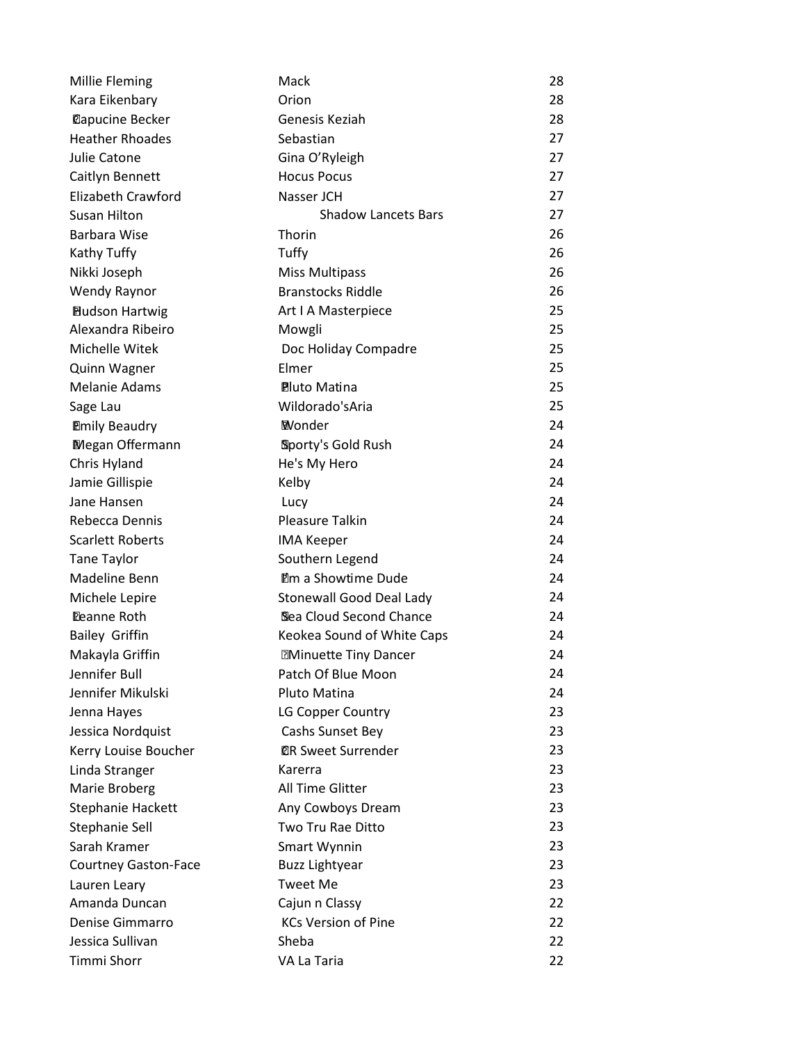| | | |
|---|---|---|
| Millie Fleming | Mack | 28 |
| Kara Eikenbary | Orion | 28 |
| Capucine Becker | Genesis Keziah | 28 |
| Heather Rhoades | Sebastian | 27 |
| Julie Catone | Gina O'Ryleigh | 27 |
| Caitlyn Bennett | Hocus Pocus | 27 |
| Elizabeth Crawford | Nasser JCH | 27 |
| Susan Hilton | Shadow Lancets Bars | 27 |
| Barbara Wise | Thorin | 26 |
| Kathy Tuffy | Tuffy | 26 |
| Nikki Joseph | Miss Multipass | 26 |
| Wendy Raynor | Branstocks Riddle | 26 |
| Hudson Hartwig | Art I A Masterpiece | 25 |
| Alexandra Ribeiro | Mowgli | 25 |
| Michelle Witek | Doc Holiday Compadre | 25 |
| Quinn Wagner | Elmer | 25 |
| Melanie Adams | Pluto Matina | 25 |
| Sage Lau | Wildorado'sAria | 25 |
| Emily Beaudry | Wonder | 24 |
| Megan Offermann | Sporty's Gold Rush | 24 |
| Chris Hyland | He's My Hero | 24 |
| Jamie Gillispie | Kelby | 24 |
| Jane Hansen | Lucy | 24 |
| Rebecca Dennis | Pleasure Talkin | 24 |
| Scarlett Roberts | IMA Keeper | 24 |
| Tane Taylor | Southern Legend | 24 |
| Madeline Benn | I'm a Showtime Dude | 24 |
| Michele Lepire | Stonewall Good Deal Lady | 24 |
| Leanne Roth | Sea Cloud Second Chance | 24 |
| Bailey Griffin | Keokea Sound of White Caps | 24 |
| Makayla Griffin | Minuette Tiny Dancer | 24 |
| Jennifer Bull | Patch Of Blue Moon | 24 |
| Jennifer Mikulski | Pluto Matina | 24 |
| Jenna Hayes | LG Copper Country | 23 |
| Jessica Nordquist | Cashs Sunset Bey | 23 |
| Kerry Louise Boucher | CR Sweet Surrender | 23 |
| Linda Stranger | Karerra | 23 |
| Marie Broberg | All Time Glitter | 23 |
| Stephanie Hackett | Any Cowboys Dream | 23 |
| Stephanie Sell | Two Tru Rae Ditto | 23 |
| Sarah Kramer | Smart Wynnin | 23 |
| Courtney Gaston-Face | Buzz Lightyear | 23 |
| Lauren Leary | Tweet Me | 23 |
| Amanda Duncan | Cajun n Classy | 22 |
| Denise Gimmarro | KCs Version of Pine | 22 |
| Jessica Sullivan | Sheba | 22 |
| Timmi Shorr | VA La Taria | 22 |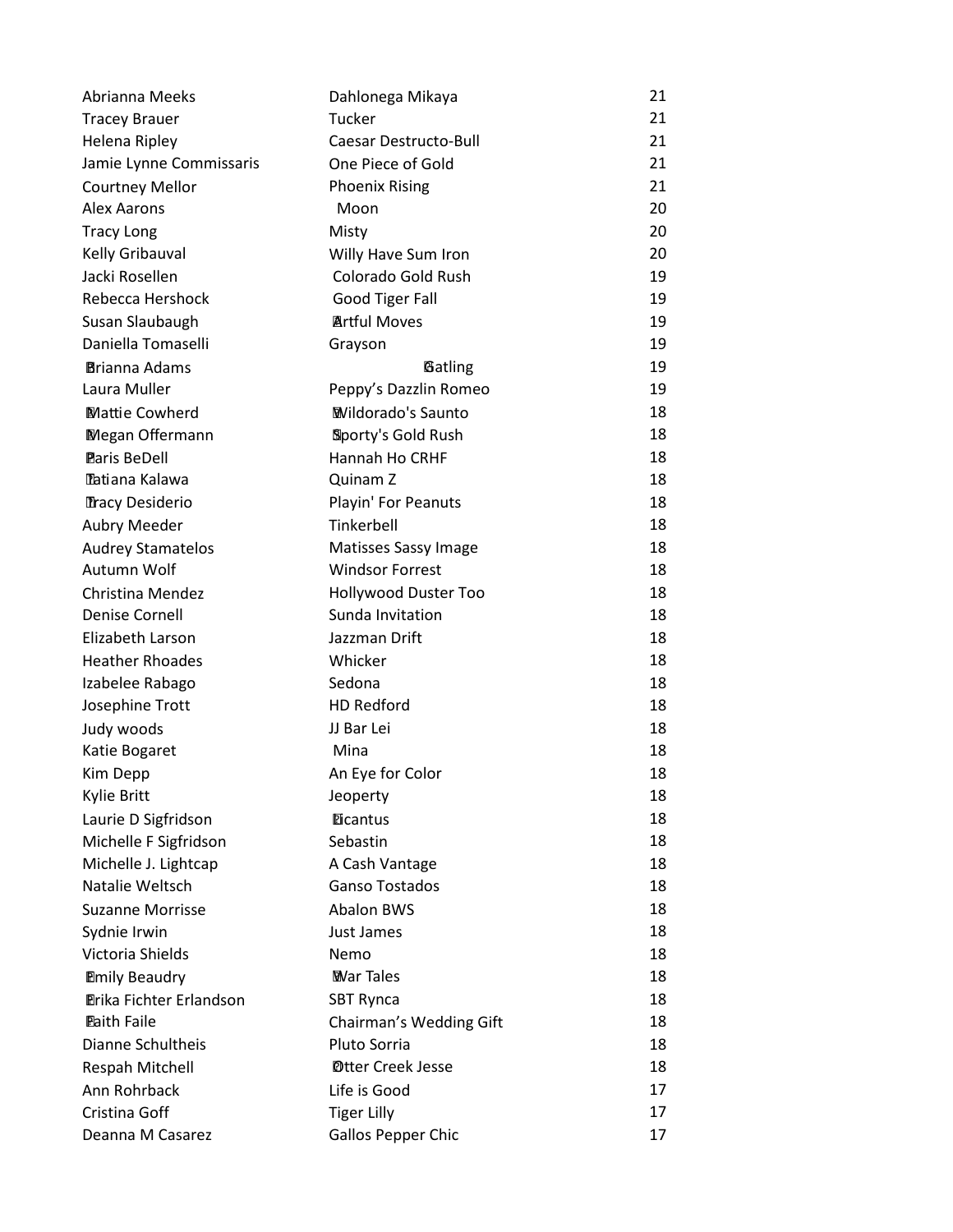| | | |
|---|---|---|
| Abrianna Meeks | Dahlonega Mikaya | 21 |
| Tracey Brauer | Tucker | 21 |
| Helena Ripley | Caesar Destructo-Bull | 21 |
| Jamie Lynne Commissaris | One Piece of Gold | 21 |
| Courtney Mellor | Phoenix Rising | 21 |
| Alex Aarons | Moon | 20 |
| Tracy Long | Misty | 20 |
| Kelly Gribauval | Willy Have Sum Iron | 20 |
| Jacki Rosellen | Colorado Gold Rush | 19 |
| Rebecca Hershock | Good Tiger Fall | 19 |
| Susan Slaubaugh | Artful Moves | 19 |
| Daniella Tomaselli | Grayson | 19 |
| Brianna Adams | Gatling | 19 |
| Laura Muller | Peppy's Dazzlin Romeo | 19 |
| Mattie Cowherd | Wildorado's Saunto | 18 |
| Megan Offermann | Sporty's Gold Rush | 18 |
| Paris BeDell | Hannah Ho CRHF | 18 |
| Tatiana Kalawa | Quinam Z | 18 |
| Tracy Desiderio | Playin' For Peanuts | 18 |
| Aubry Meeder | Tinkerbell | 18 |
| Audrey Stamatelos | Matisses Sassy Image | 18 |
| Autumn Wolf | Windsor Forrest | 18 |
| Christina Mendez | Hollywood Duster Too | 18 |
| Denise Cornell | Sunda Invitation | 18 |
| Elizabeth Larson | Jazzman Drift | 18 |
| Heather Rhoades | Whicker | 18 |
| Izabelee Rabago | Sedona | 18 |
| Josephine Trott | HD Redford | 18 |
| Judy woods | JJ Bar Lei | 18 |
| Katie Bogaret | Mina | 18 |
| Kim Depp | An Eye for Color | 18 |
| Kylie Britt | Jeoperty | 18 |
| Laurie D Sigfridson | Dicantus | 18 |
| Michelle F Sigfridson | Sebastin | 18 |
| Michelle J. Lightcap | A Cash Vantage | 18 |
| Natalie Weltsch | Ganso Tostados | 18 |
| Suzanne Morrisse | Abalon BWS | 18 |
| Sydnie Irwin | Just James | 18 |
| Victoria Shields | Nemo | 18 |
| Emily Beaudry | War Tales | 18 |
| Erika Fichter Erlandson | SBT Rynca | 18 |
| Faith Faile | Chairman's Wedding Gift | 18 |
| Dianne Schultheis | Pluto Sorria | 18 |
| Respah Mitchell | Otter Creek Jesse | 18 |
| Ann Rohrback | Life is Good | 17 |
| Cristina Goff | Tiger Lilly | 17 |
| Deanna M Casarez | Gallos Pepper Chic | 17 |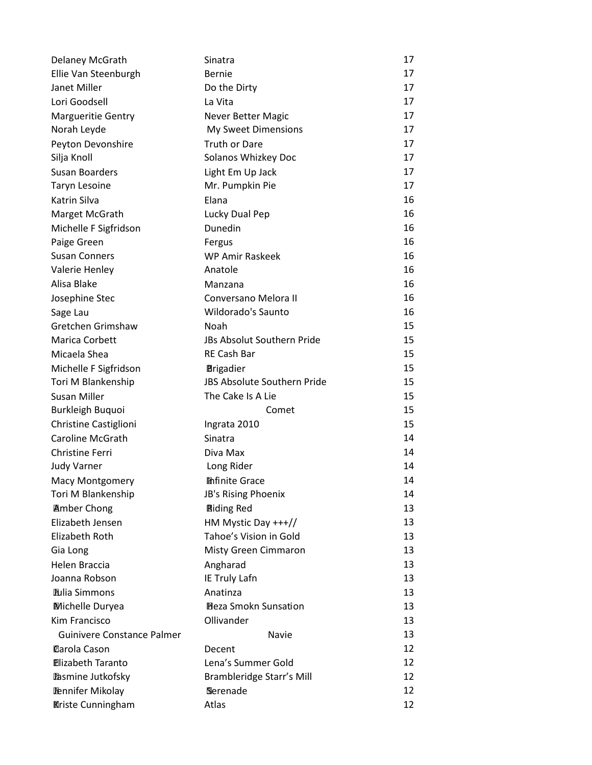| | | |
|---|---|---|
| Delaney McGrath | Sinatra | 17 |
| Ellie Van Steenburgh | Bernie | 17 |
| Janet Miller | Do the Dirty | 17 |
| Lori Goodsell | La Vita | 17 |
| Margueritie Gentry | Never Better Magic | 17 |
| Norah Leyde | My Sweet Dimensions | 17 |
| Peyton Devonshire | Truth or Dare | 17 |
| Silja Knoll | Solanos Whizkey Doc | 17 |
| Susan Boarders | Light Em Up Jack | 17 |
| Taryn Lesoine | Mr. Pumpkin Pie | 17 |
| Katrin Silva | Elana | 16 |
| Marget McGrath | Lucky Dual Pep | 16 |
| Michelle F Sigfridson | Dunedin | 16 |
| Paige Green | Fergus | 16 |
| Susan Conners | WP Amir Raskeek | 16 |
| Valerie Henley | Anatole | 16 |
| Alisa Blake | Manzana | 16 |
| Josephine Stec | Conversano Melora II | 16 |
| Sage Lau | Wildorado's Saunto | 16 |
| Gretchen Grimshaw | Noah | 15 |
| Marica Corbett | JBs Absolut Southern Pride | 15 |
| Micaela Shea | RE Cash Bar | 15 |
| Michelle F Sigfridson | Brigadier | 15 |
| Tori M Blankenship | JBS Absolute Southern Pride | 15 |
| Susan Miller | The Cake Is A Lie | 15 |
| Burkleigh Buquoi | Comet | 15 |
| Christine Castiglioni | Ingrata 2010 | 15 |
| Caroline McGrath | Sinatra | 14 |
| Christine Ferri | Diva Max | 14 |
| Judy Varner | Long Rider | 14 |
| Macy Montgomery | Infinite Grace | 14 |
| Tori M Blankenship | JB's Rising Phoenix | 14 |
| Amber Chong | Riding Red | 13 |
| Elizabeth Jensen | HM Mystic Day +++// | 13 |
| Elizabeth Roth | Tahoe's Vision in Gold | 13 |
| Gia Long | Misty Green Cimmaron | 13 |
| Helen Braccia | Angharad | 13 |
| Joanna Robson | IE Truly Lafn | 13 |
| Julia Simmons | Anatinza | 13 |
| Michelle Duryea | Heza Smokn Sunsation | 13 |
| Kim Francisco | Ollivander | 13 |
| Guinivere Constance Palmer | Navie | 13 |
| Carola Cason | Decent | 12 |
| Elizabeth Taranto | Lena's Summer Gold | 12 |
| Jasmine Jutkofsky | Brambleridge Starr's Mill | 12 |
| Jennifer Mikolay | Serenade | 12 |
| Kriste Cunningham | Atlas | 12 |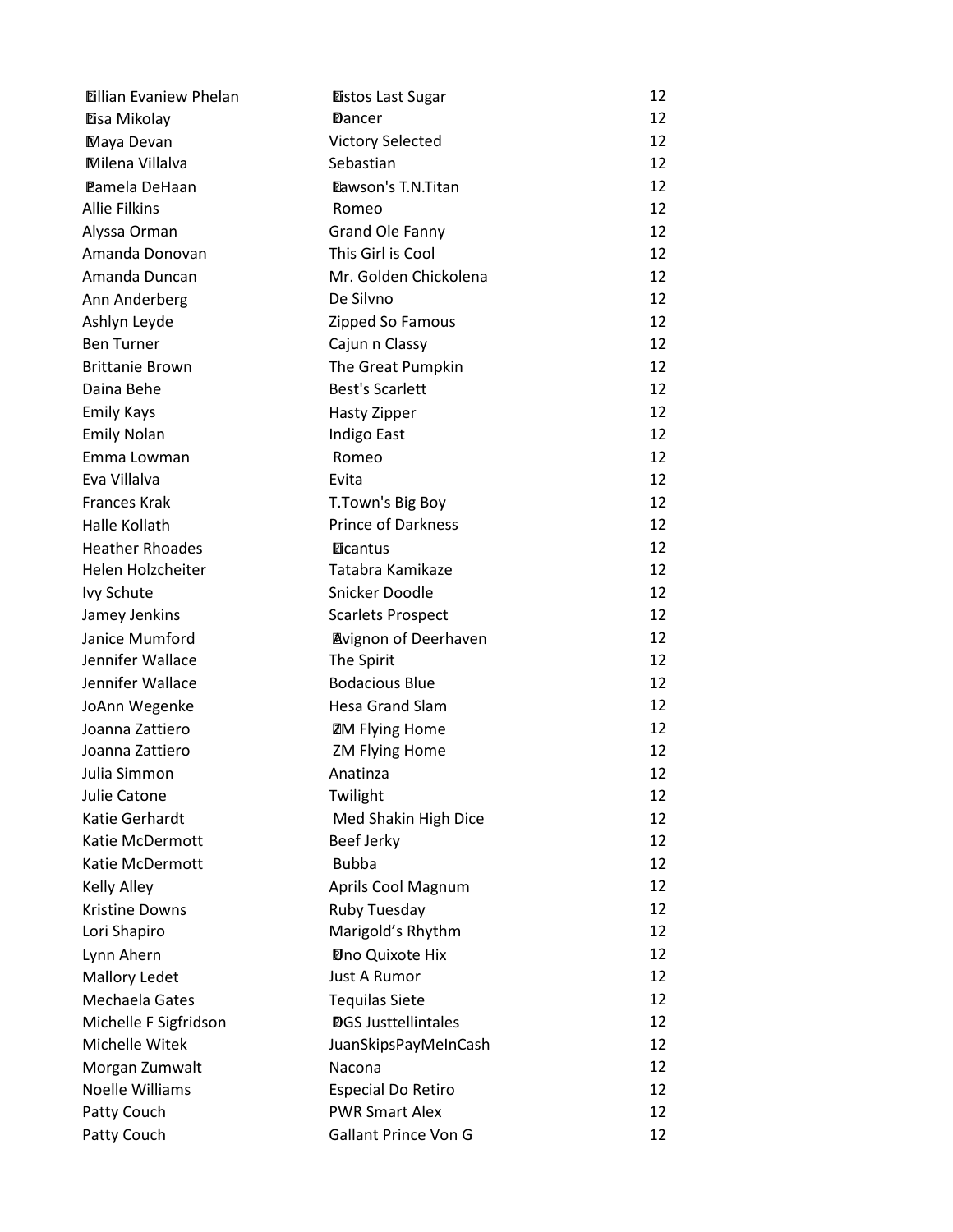| | | |
|---|---|---|
| Jillian Evaniew Phelan | Listos Last Sugar | 12 |
| Lisa Mikolay | Dancer | 12 |
| Maya Devan | Victory Selected | 12 |
| Milena Villalva | Sebastian | 12 |
| Pamela DeHaan | Lawson's T.N.Titan | 12 |
| Allie Filkins | Romeo | 12 |
| Alyssa Orman | Grand Ole Fanny | 12 |
| Amanda Donovan | This Girl is Cool | 12 |
| Amanda Duncan | Mr. Golden Chickolena | 12 |
| Ann Anderberg | De Silvno | 12 |
| Ashlyn Leyde | Zipped So Famous | 12 |
| Ben Turner | Cajun n Classy | 12 |
| Brittanie Brown | The Great Pumpkin | 12 |
| Daina Behe | Best's Scarlett | 12 |
| Emily Kays | Hasty Zipper | 12 |
| Emily Nolan | Indigo East | 12 |
| Emma Lowman | Romeo | 12 |
| Eva Villalva | Evita | 12 |
| Frances Krak | T.Town's Big Boy | 12 |
| Halle Kollath | Prince of Darkness | 12 |
| Heather Rhoades | Licantus | 12 |
| Helen Holzcheiter | Tatabra Kamikaze | 12 |
| Ivy Schute | Snicker Doodle | 12 |
| Jamey Jenkins | Scarlets Prospect | 12 |
| Janice Mumford | Avignon of Deerhaven | 12 |
| Jennifer Wallace | The Spirit | 12 |
| Jennifer Wallace | Bodacious Blue | 12 |
| JoAnn Wegenke | Hesa Grand Slam | 12 |
| Joanna Zattiero | ZM Flying Home | 12 |
| Joanna Zattiero | ZM Flying Home | 12 |
| Julia Simmon | Anatinza | 12 |
| Julie Catone | Twilight | 12 |
| Katie Gerhardt | Med Shakin High Dice | 12 |
| Katie McDermott | Beef Jerky | 12 |
| Katie McDermott | Bubba | 12 |
| Kelly Alley | Aprils Cool Magnum | 12 |
| Kristine Downs | Ruby Tuesday | 12 |
| Lori Shapiro | Marigold's Rhythm | 12 |
| Lynn Ahern | Dno Quixote Hix | 12 |
| Mallory Ledet | Just A Rumor | 12 |
| Mechaela Gates | Tequilas Siete | 12 |
| Michelle F Sigfridson | DGS Justtellintales | 12 |
| Michelle Witek | JuanSkipsPayMeInCash | 12 |
| Morgan Zumwalt | Nacona | 12 |
| Noelle Williams | Especial Do Retiro | 12 |
| Patty Couch | PWR Smart Alex | 12 |
| Patty Couch | Gallant Prince Von G | 12 |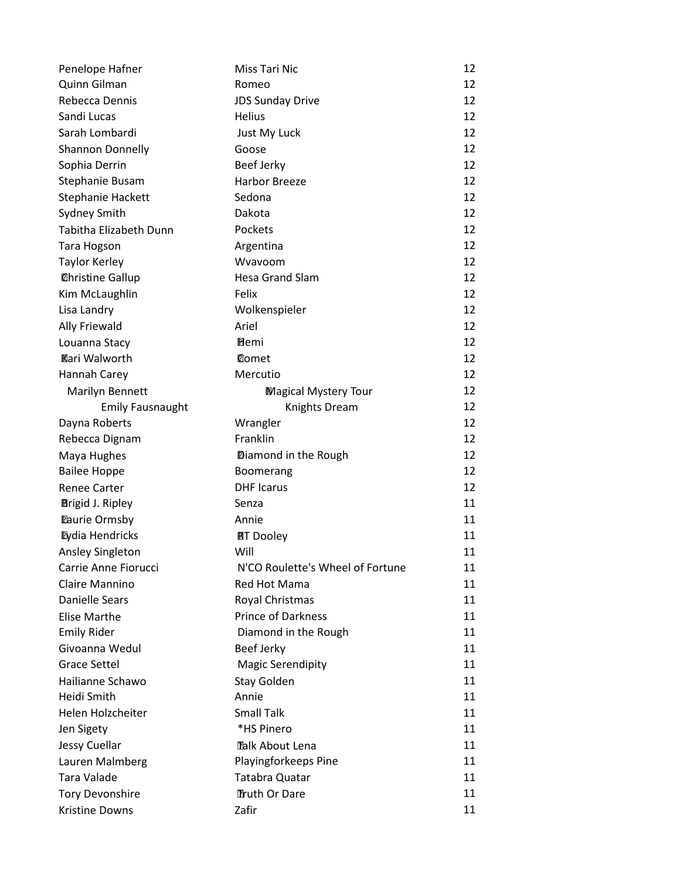| | | |
|---|---|---|
| Penelope Hafner | Miss Tari Nic | 12 |
| Quinn Gilman | Romeo | 12 |
| Rebecca Dennis | JDS Sunday Drive | 12 |
| Sandi Lucas | Helius | 12 |
| Sarah Lombardi | Just My Luck | 12 |
| Shannon Donnelly | Goose | 12 |
| Sophia Derrin | Beef Jerky | 12 |
| Stephanie Busam | Harbor Breeze | 12 |
| Stephanie Hackett | Sedona | 12 |
| Sydney Smith | Dakota | 12 |
| Tabitha Elizabeth Dunn | Pockets | 12 |
| Tara Hogson | Argentina | 12 |
| Taylor Kerley | Wvavoom | 12 |
| Christine Gallup | Hesa Grand Slam | 12 |
| Kim McLaughlin | Felix | 12 |
| Lisa Landry | Wolkenspieler | 12 |
| Ally Friewald | Ariel | 12 |
| Louanna Stacy | Hemi | 12 |
| Kari Walworth | Comet | 12 |
| Hannah Carey | Mercutio | 12 |
| Marilyn Bennett | Magical Mystery Tour | 12 |
| Emily Fausnaught | Knights Dream | 12 |
| Dayna Roberts | Wrangler | 12 |
| Rebecca Dignam | Franklin | 12 |
| Maya Hughes | Diamond in the Rough | 12 |
| Bailee Hoppe | Boomerang | 12 |
| Renee Carter | DHF Icarus | 12 |
| Brigid J. Ripley | Senza | 11 |
| Laurie Ormsby | Annie | 11 |
| Lydia Hendricks | RT Dooley | 11 |
| Ansley Singleton | Will | 11 |
| Carrie Anne Fiorucci | N'CO Roulette's Wheel of Fortune | 11 |
| Claire Mannino | Red Hot Mama | 11 |
| Danielle Sears | Royal Christmas | 11 |
| Elise Marthe | Prince of Darkness | 11 |
| Emily Rider | Diamond in the Rough | 11 |
| Givoanna Wedul | Beef Jerky | 11 |
| Grace Settel | Magic Serendipity | 11 |
| Hailianne Schawo | Stay Golden | 11 |
| Heidi Smith | Annie | 11 |
| Helen Holzcheiter | Small Talk | 11 |
| Jen Sigety | *HS Pinero | 11 |
| Jessy Cuellar | Talk About Lena | 11 |
| Lauren Malmberg | Playingforkeeps Pine | 11 |
| Tara Valade | Tatabra Quatar | 11 |
| Tory Devonshire | Truth Or Dare | 11 |
| Kristine Downs | Zafir | 11 |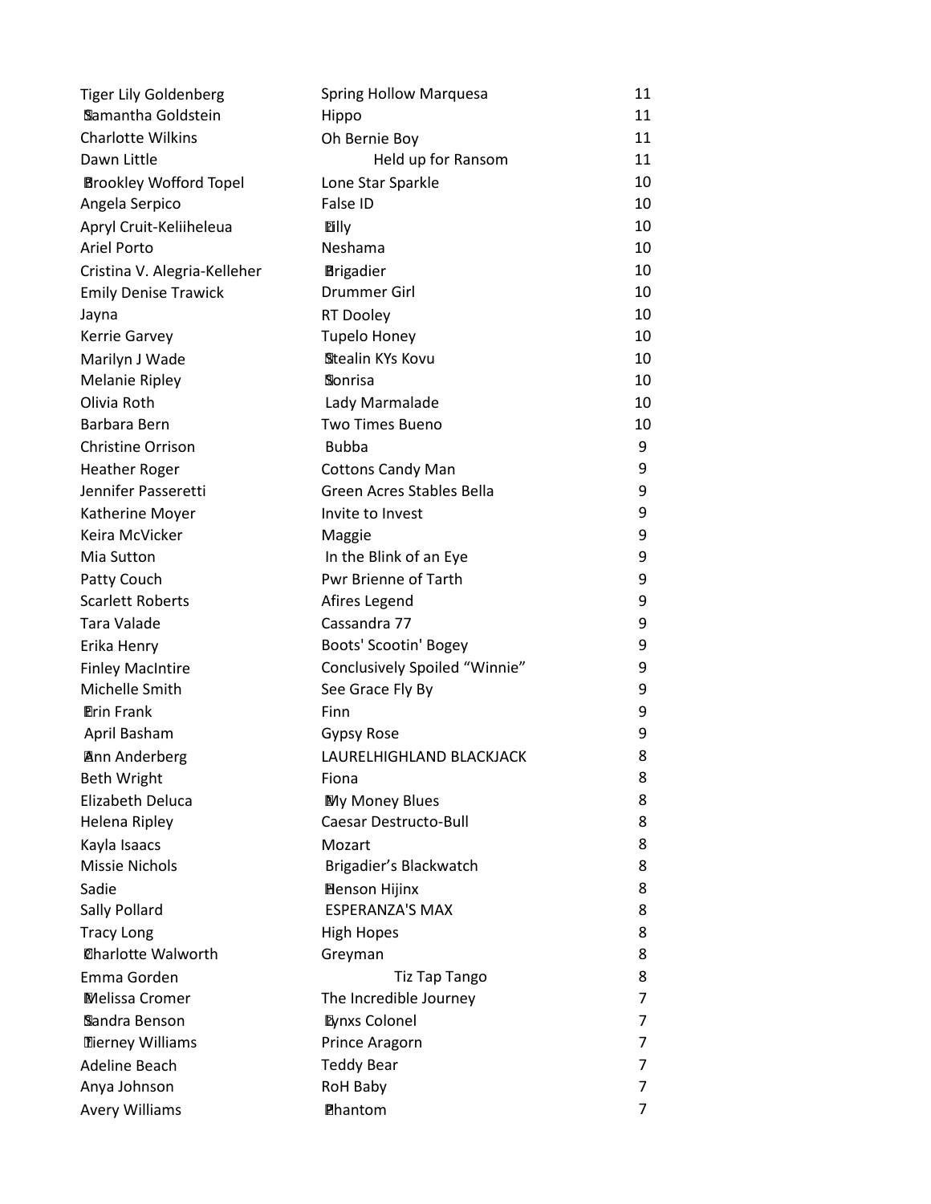| | | |
|---|---|---|
| Tiger Lily Goldenberg | Spring Hollow Marquesa | 11 |
| Samantha Goldstein | Hippo | 11 |
| Charlotte Wilkins | Oh Bernie Boy | 11 |
| Dawn Little | Held up for Ransom | 11 |
| Brookley Wofford Topel | Lone Star Sparkle | 10 |
| Angela Serpico | False ID | 10 |
| Apryl Cruit-Keliiheleua | Lilly | 10 |
| Ariel Porto | Neshama | 10 |
| Cristina V. Alegria-Kelleher | Brigadier | 10 |
| Emily Denise Trawick | Drummer Girl | 10 |
| Jayna | RT Dooley | 10 |
| Kerrie Garvey | Tupelo Honey | 10 |
| Marilyn J Wade | Stealin KYs Kovu | 10 |
| Melanie Ripley | Sonrisa | 10 |
| Olivia Roth | Lady Marmalade | 10 |
| Barbara Bern | Two Times Bueno | 10 |
| Christine Orrison | Bubba | 9 |
| Heather Roger | Cottons Candy Man | 9 |
| Jennifer Passeretti | Green Acres Stables Bella | 9 |
| Katherine Moyer | Invite to Invest | 9 |
| Keira McVicker | Maggie | 9 |
| Mia Sutton | In the Blink of an Eye | 9 |
| Patty Couch | Pwr Brienne of Tarth | 9 |
| Scarlett Roberts | Afires Legend | 9 |
| Tara Valade | Cassandra 77 | 9 |
| Erika Henry | Boots' Scootin' Bogey | 9 |
| Finley MacIntire | Conclusively Spoiled "Winnie" | 9 |
| Michelle Smith | See Grace Fly By | 9 |
| Erin Frank | Finn | 9 |
| April Basham | Gypsy Rose | 9 |
| Ann Anderberg | LAURELHIGHLAND BLACKJACK | 8 |
| Beth Wright | Fiona | 8 |
| Elizabeth Deluca | My Money Blues | 8 |
| Helena Ripley | Caesar Destructo-Bull | 8 |
| Kayla Isaacs | Mozart | 8 |
| Missie Nichols | Brigadier's Blackwatch | 8 |
| Sadie | Henson Hijinx | 8 |
| Sally Pollard | ESPERANZA'S MAX | 8 |
| Tracy Long | High Hopes | 8 |
| Charlotte Walworth | Greyman | 8 |
| Emma Gorden | Tiz Tap Tango | 8 |
| Melissa Cromer | The Incredible Journey | 7 |
| Sandra Benson | Lynxs Colonel | 7 |
| Tierney Williams | Prince Aragorn | 7 |
| Adeline Beach | Teddy Bear | 7 |
| Anya Johnson | RoH Baby | 7 |
| Avery Williams | Phantom | 7 |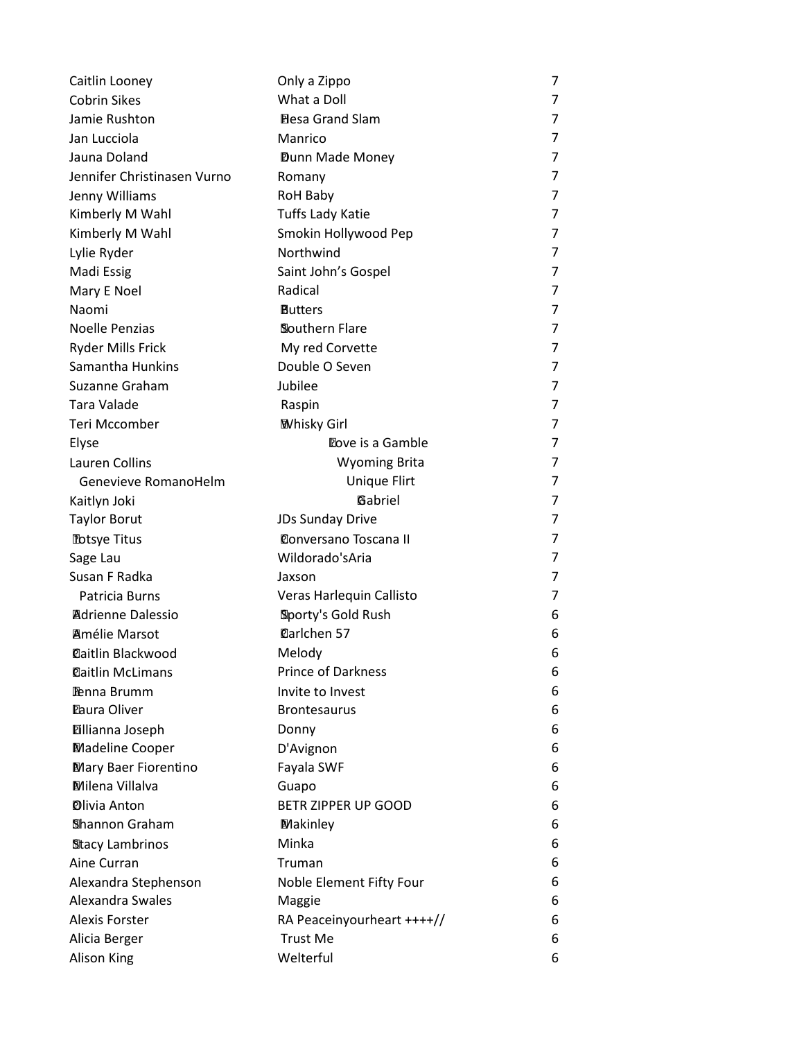| | | |
|---|---|---|
| Caitlin Looney | Only a Zippo | 7 |
| Cobrin Sikes | What a Doll | 7 |
| Jamie Rushton | Hesa Grand Slam | 7 |
| Jan Lucciola | Manrico | 7 |
| Jauna Doland | Dunn Made Money | 7 |
| Jennifer Christinasen Vurno | Romany | 7 |
| Jenny Williams | RoH Baby | 7 |
| Kimberly M Wahl | Tuffs Lady Katie | 7 |
| Kimberly M Wahl | Smokin Hollywood Pep | 7 |
| Lylie Ryder | Northwind | 7 |
| Madi Essig | Saint John's Gospel | 7 |
| Mary E Noel | Radical | 7 |
| Naomi | Butters | 7 |
| Noelle Penzias | Southern Flare | 7 |
| Ryder Mills Frick | My red Corvette | 7 |
| Samantha Hunkins | Double O Seven | 7 |
| Suzanne Graham | Jubilee | 7 |
| Tara Valade | Raspin | 7 |
| Teri Mccomber | Whisky Girl | 7 |
| Elyse | Love is a Gamble | 7 |
| Lauren Collins | Wyoming Brita | 7 |
| Genevieve RomanoHelm | Unique Flirt | 7 |
| Kaitlyn Joki | Gabriel | 7 |
| Taylor Borut | JDs Sunday Drive | 7 |
| Totsye Titus | Conversano Toscana II | 7 |
| Sage Lau | Wildorado'sAria | 7 |
| Susan F Radka | Jaxson | 7 |
| Patricia Burns | Veras Harlequin Callisto | 7 |
| Adrienne Dalessio | Sporty's Gold Rush | 6 |
| Amélie Marsot | Carlchen 57 | 6 |
| Caitlin Blackwood | Melody | 6 |
| Caitlin McLimans | Prince of Darkness | 6 |
| Jenna Brumm | Invite to Invest | 6 |
| Laura Oliver | Brontesaurus | 6 |
| Lillianna Joseph | Donny | 6 |
| Madeline Cooper | D'Avignon | 6 |
| Mary Baer Fiorentino | Fayala SWF | 6 |
| Milena Villalva | Guapo | 6 |
| Olivia Anton | BETR ZIPPER UP GOOD | 6 |
| Shannon Graham | Makinley | 6 |
| Stacy Lambrinos | Minka | 6 |
| Aine Curran | Truman | 6 |
| Alexandra Stephenson | Noble Element Fifty Four | 6 |
| Alexandra Swales | Maggie | 6 |
| Alexis Forster | RA Peaceinyourheart ++++// | 6 |
| Alicia Berger | Trust Me | 6 |
| Alison King | Welterful | 6 |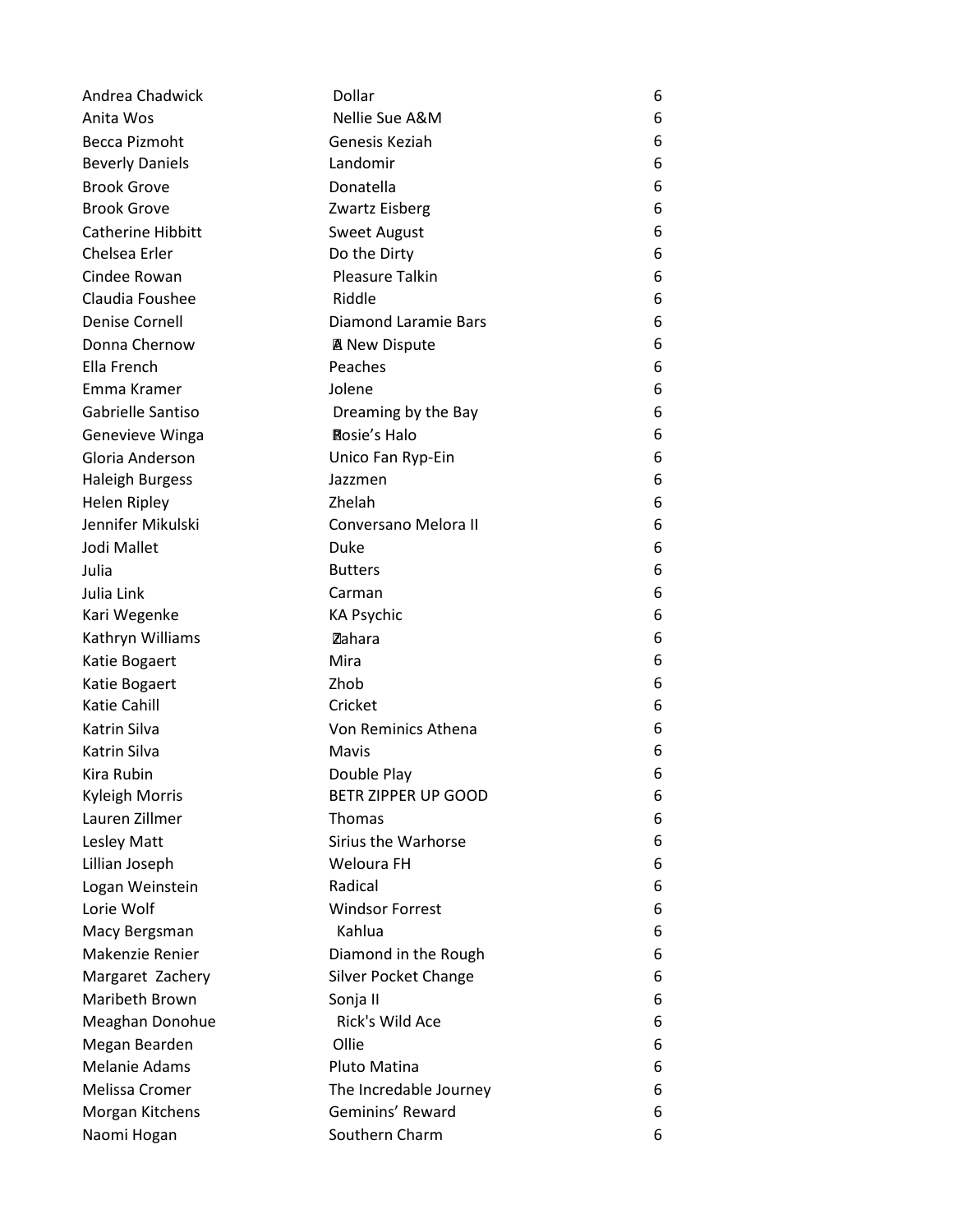| | | |
|---|---|---|
| Andrea Chadwick | Dollar | 6 |
| Anita Wos | Nellie Sue A&M | 6 |
| Becca Pizmoht | Genesis Keziah | 6 |
| Beverly Daniels | Landomir | 6 |
| Brook Grove | Donatella | 6 |
| Brook Grove | Zwartz Eisberg | 6 |
| Catherine Hibbitt | Sweet August | 6 |
| Chelsea Erler | Do the Dirty | 6 |
| Cindee Rowan | Pleasure Talkin | 6 |
| Claudia Foushee | Riddle | 6 |
| Denise Cornell | Diamond Laramie Bars | 6 |
| Donna Chernow | A New Dispute | 6 |
| Ella French | Peaches | 6 |
| Emma Kramer | Jolene | 6 |
| Gabrielle Santiso | Dreaming by the Bay | 6 |
| Genevieve Winga | Rosie's Halo | 6 |
| Gloria Anderson | Unico Fan Ryp-Ein | 6 |
| Haleigh Burgess | Jazzmen | 6 |
| Helen Ripley | Zhelah | 6 |
| Jennifer Mikulski | Conversano Melora II | 6 |
| Jodi Mallet | Duke | 6 |
| Julia | Butters | 6 |
| Julia Link | Carman | 6 |
| Kari Wegenke | KA Psychic | 6 |
| Kathryn Williams | Zahara | 6 |
| Katie Bogaert | Mira | 6 |
| Katie Bogaert | Zhob | 6 |
| Katie Cahill | Cricket | 6 |
| Katrin Silva | Von Reminics Athena | 6 |
| Katrin Silva | Mavis | 6 |
| Kira Rubin | Double Play | 6 |
| Kyleigh Morris | BETR ZIPPER UP GOOD | 6 |
| Lauren Zillmer | Thomas | 6 |
| Lesley Matt | Sirius the Warhorse | 6 |
| Lillian Joseph | Weloura FH | 6 |
| Logan Weinstein | Radical | 6 |
| Lorie Wolf | Windsor Forrest | 6 |
| Macy Bergsman | Kahlua | 6 |
| Makenzie Renier | Diamond in the Rough | 6 |
| Margaret Zachery | Silver Pocket Change | 6 |
| Maribeth Brown | Sonja II | 6 |
| Meaghan Donohue | Rick's Wild Ace | 6 |
| Megan Bearden | Ollie | 6 |
| Melanie Adams | Pluto Matina | 6 |
| Melissa Cromer | The Incredable Journey | 6 |
| Morgan Kitchens | Geminins' Reward | 6 |
| Naomi Hogan | Southern Charm | 6 |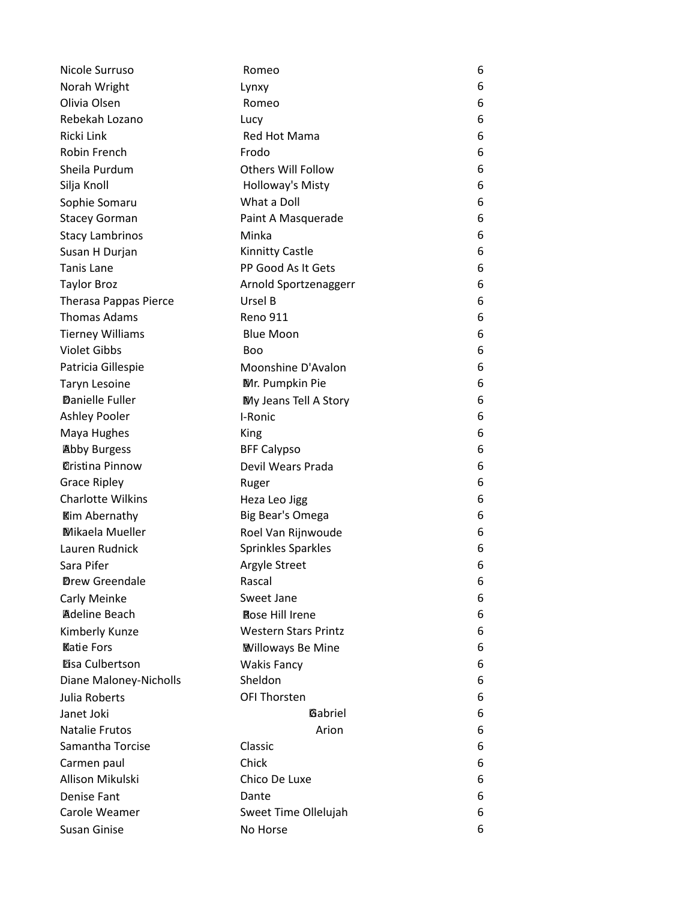| | | |
|---|---|---|
| Nicole Surruso | Romeo | 6 |
| Norah Wright | Lynxy | 6 |
| Olivia Olsen | Romeo | 6 |
| Rebekah Lozano | Lucy | 6 |
| Ricki Link | Red Hot Mama | 6 |
| Robin French | Frodo | 6 |
| Sheila Purdum | Others Will Follow | 6 |
| Silja Knoll | Holloway's Misty | 6 |
| Sophie Somaru | What a Doll | 6 |
| Stacey Gorman | Paint A Masquerade | 6 |
| Stacy Lambrinos | Minka | 6 |
| Susan H Durjan | Kinnitty Castle | 6 |
| Tanis Lane | PP Good As It Gets | 6 |
| Taylor Broz | Arnold Sportzenaggerr | 6 |
| Therasa Pappas Pierce | Ursel B | 6 |
| Thomas Adams | Reno 911 | 6 |
| Tierney Williams | Blue Moon | 6 |
| Violet Gibbs | Boo | 6 |
| Patricia Gillespie | Moonshine D'Avalon | 6 |
| Taryn Lesoine | Mr. Pumpkin Pie | 6 |
| Danielle Fuller | My Jeans Tell A Story | 6 |
| Ashley Pooler | I-Ronic | 6 |
| Maya Hughes | King | 6 |
| Abby Burgess | BFF Calypso | 6 |
| Cristina Pinnow | Devil Wears Prada | 6 |
| Grace Ripley | Ruger | 6 |
| Charlotte Wilkins | Heza Leo Jigg | 6 |
| Kim Abernathy | Big Bear's Omega | 6 |
| Mikaela Mueller | Roel Van Rijnwoude | 6 |
| Lauren Rudnick | Sprinkles Sparkles | 6 |
| Sara Pifer | Argyle Street | 6 |
| Drew Greendale | Rascal | 6 |
| Carly Meinke | Sweet Jane | 6 |
| Adeline Beach | Rose Hill Irene | 6 |
| Kimberly Kunze | Western Stars Printz | 6 |
| Katie Fors | Willoways Be Mine | 6 |
| Lisa Culbertson | Wakis Fancy | 6 |
| Diane Maloney-Nicholls | Sheldon | 6 |
| Julia Roberts | OFI Thorsten | 6 |
| Janet Joki | Gabriel | 6 |
| Natalie Frutos | Arion | 6 |
| Samantha Torcise | Classic | 6 |
| Carmen paul | Chick | 6 |
| Allison Mikulski | Chico De Luxe | 6 |
| Denise Fant | Dante | 6 |
| Carole Weamer | Sweet Time Ollelujah | 6 |
| Susan Ginise | No Horse | 6 |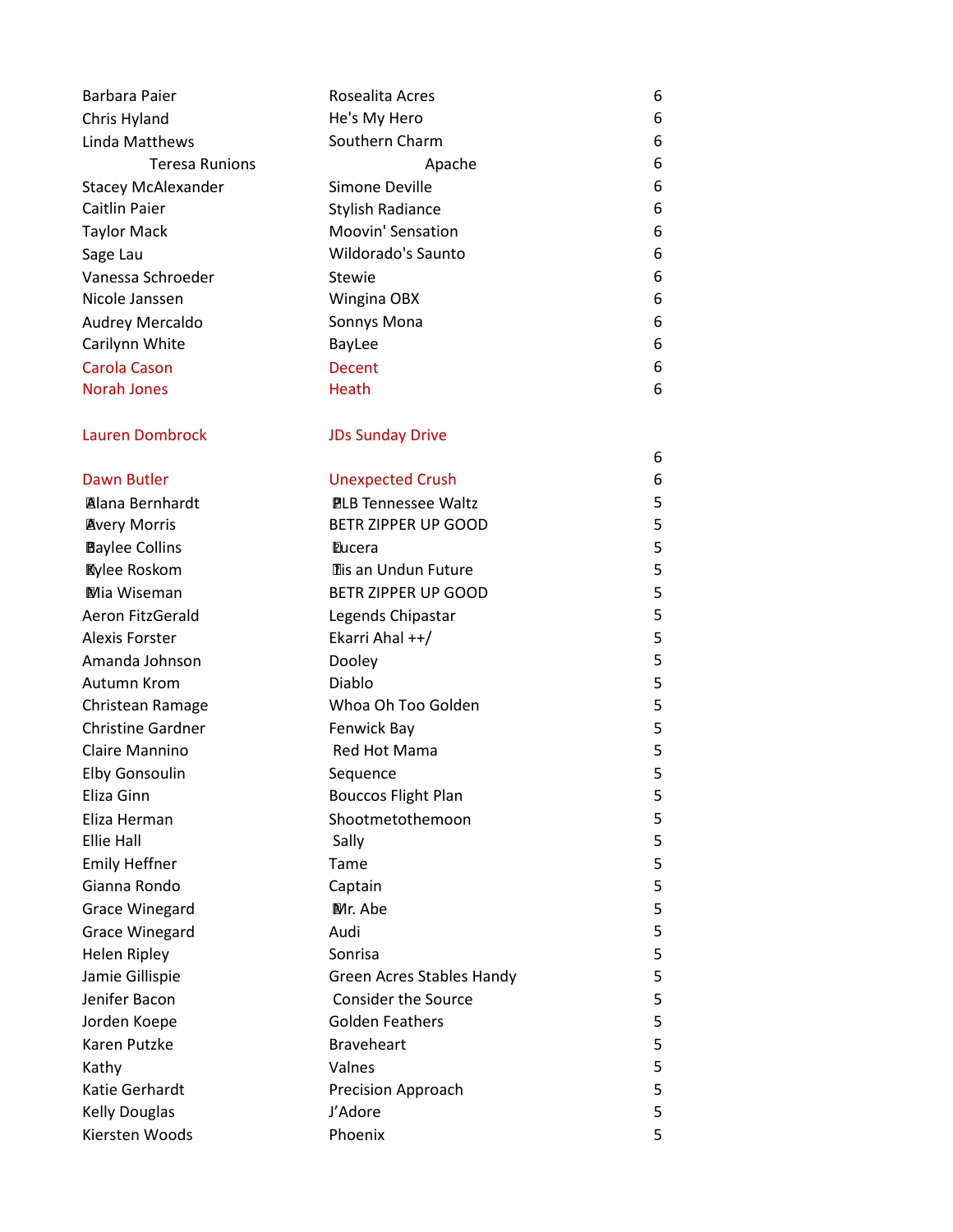| | | |
|---|---|---|
| Barbara Paier | Rosealita Acres | 6 |
| Chris Hyland | He's My Hero | 6 |
| Linda Matthews | Southern Charm | 6 |
| Teresa Runions | Apache | 6 |
| Stacey McAlexander | Simone Deville | 6 |
| Caitlin Paier | Stylish Radiance | 6 |
| Taylor Mack | Moovin' Sensation | 6 |
| Sage Lau | Wildorado's Saunto | 6 |
| Vanessa Schroeder | Stewie | 6 |
| Nicole Janssen | Wingina OBX | 6 |
| Audrey Mercaldo | Sonnys Mona | 6 |
| Carilynn White | BayLee | 6 |
| Carola Cason | Decent | 6 |
| Norah Jones | Heath | 6 |
| Lauren Dombrock | JDs Sunday Drive | |
| | | 6 |
| Dawn Butler | Unexpected Crush | 6 |
| Alana Bernhardt | PLB Tennessee Waltz | 5 |
| Avery Morris | BETR ZIPPER UP GOOD | 5 |
| Baylee Collins | Lucera | 5 |
| Kylee Roskom | Tis an Undun Future | 5 |
| Mia Wiseman | BETR ZIPPER UP GOOD | 5 |
| Aeron FitzGerald | Legends Chipastar | 5 |
| Alexis Forster | Ekarri Ahal ++/ | 5 |
| Amanda Johnson | Dooley | 5 |
| Autumn Krom | Diablo | 5 |
| Christean Ramage | Whoa Oh Too Golden | 5 |
| Christine Gardner | Fenwick Bay | 5 |
| Claire Mannino | Red Hot Mama | 5 |
| Elby Gonsoulin | Sequence | 5 |
| Eliza Ginn | Bouccos Flight Plan | 5 |
| Eliza Herman | Shootmetothemoon | 5 |
| Ellie Hall | Sally | 5 |
| Emily Heffner | Tame | 5 |
| Gianna Rondo | Captain | 5 |
| Grace Winegard | Mr. Abe | 5 |
| Grace Winegard | Audi | 5 |
| Helen Ripley | Sonrisa | 5 |
| Jamie Gillispie | Green Acres Stables Handy | 5 |
| Jenifer Bacon | Consider the Source | 5 |
| Jorden Koepe | Golden Feathers | 5 |
| Karen Putzke | Braveheart | 5 |
| Kathy | Valnes | 5 |
| Katie Gerhardt | Precision Approach | 5 |
| Kelly Douglas | J'Adore | 5 |
| Kiersten Woods | Phoenix | 5 |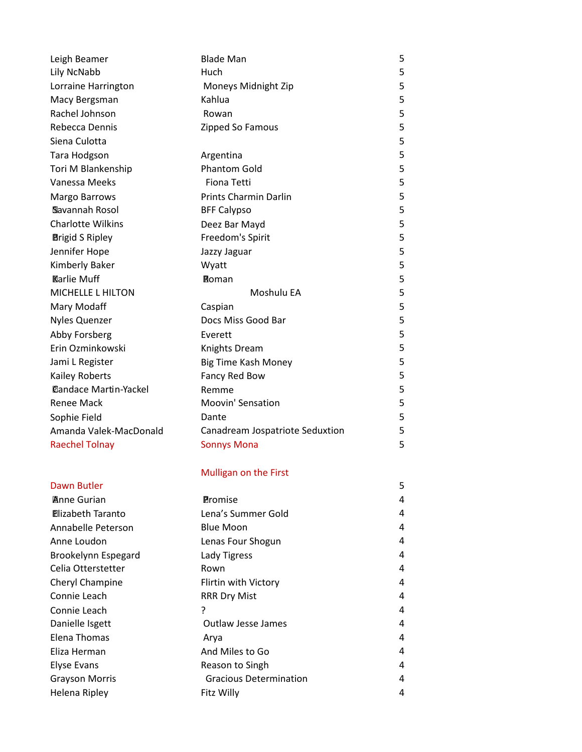| | | |
|---|---|---|
| Leigh Beamer | Blade Man | 5 |
| Lily NcNabb | Huch | 5 |
| Lorraine Harrington | Moneys Midnight Zip | 5 |
| Macy Bergsman | Kahlua | 5 |
| Rachel Johnson | Rowan | 5 |
| Rebecca Dennis | Zipped So Famous | 5 |
| Siena Culotta | | 5 |
| Tara Hodgson | Argentina | 5 |
| Tori M Blankenship | Phantom Gold | 5 |
| Vanessa Meeks | Fiona Tetti | 5 |
| Margo Barrows | Prints Charmin Darlin | 5 |
| Savannah Rosol | BFF Calypso | 5 |
| Charlotte Wilkins | Deez Bar Mayd | 5 |
| Brigid S Ripley | Freedom's Spirit | 5 |
| Jennifer Hope | Jazzy Jaguar | 5 |
| Kimberly Baker | Wyatt | 5 |
| Karlie Muff | Roman | 5 |
| MICHELLE L HILTON | Moshulu EA | 5 |
| Mary Modaff | Caspian | 5 |
| Nyles Quenzer | Docs Miss Good Bar | 5 |
| Abby Forsberg | Everett | 5 |
| Erin Ozminkowski | Knights Dream | 5 |
| Jami L Register | Big Time Kash Money | 5 |
| Kailey Roberts | Fancy Red Bow | 5 |
| Candace Martin-Yackel | Remme | 5 |
| Renee Mack | Moovin' Sensation | 5 |
| Sophie Field | Dante | 5 |
| Amanda Valek-MacDonald | Canadream Jospatriote Seduxtion | 5 |
| Raechel Tolnay | Sonnys Mona | 5 |
| | Mulligan on the First | |
| Dawn Butler | | 5 |
| Anne Gurian | Promise | 4 |
| Elizabeth Taranto | Lena's Summer Gold | 4 |
| Annabelle Peterson | Blue Moon | 4 |
| Anne Loudon | Lenas Four Shogun | 4 |
| Brookelynn Espegard | Lady Tigress | 4 |
| Celia Otterstetter | Rown | 4 |
| Cheryl Champine | Flirtin with Victory | 4 |
| Connie Leach | RRR Dry Mist | 4 |
| Connie Leach | ? | 4 |
| Danielle Isgett | Outlaw Jesse James | 4 |
| Elena Thomas | Arya | 4 |
| Eliza Herman | And Miles to Go | 4 |
| Elyse Evans | Reason to Singh | 4 |
| Grayson Morris | Gracious Determination | 4 |
| Helena Ripley | Fitz Willy | 4 |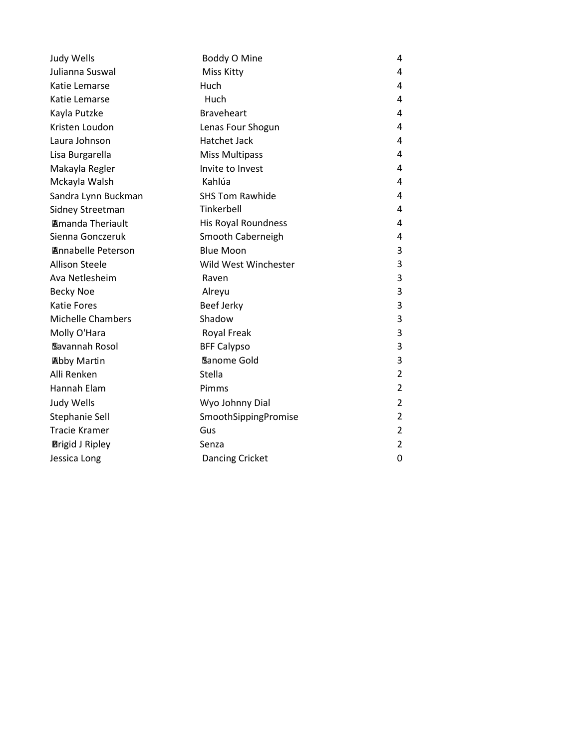| | | |
|---|---|---|
| Judy Wells | Boddy O Mine | 4 |
| Julianna Suswal | Miss Kitty | 4 |
| Katie Lemarse | Huch | 4 |
| Katie Lemarse | Huch | 4 |
| Kayla Putzke | Braveheart | 4 |
| Kristen Loudon | Lenas Four Shogun | 4 |
| Laura Johnson | Hatchet Jack | 4 |
| Lisa Burgarella | Miss Multipass | 4 |
| Makayla Regler | Invite to Invest | 4 |
| Mckayla Walsh | Kahlúa | 4 |
| Sandra Lynn Buckman | SHS Tom Rawhide | 4 |
| Sidney Streetman | Tinkerbell | 4 |
| Amanda Theriault | His Royal Roundness | 4 |
| Sienna Gonczeruk | Smooth Caberneigh | 4 |
| Annabelle Peterson | Blue Moon | 3 |
| Allison Steele | Wild West Winchester | 3 |
| Ava Netlesheim | Raven | 3 |
| Becky Noe | Alreyu | 3 |
| Katie Fores | Beef Jerky | 3 |
| Michelle Chambers | Shadow | 3 |
| Molly O'Hara | Royal Freak | 3 |
| Savannah Rosol | BFF Calypso | 3 |
| Abby Martin | Sanome Gold | 3 |
| Alli Renken | Stella | 2 |
| Hannah Elam | Pimms | 2 |
| Judy Wells | Wyo Johnny Dial | 2 |
| Stephanie Sell | SmoothSippingPromise | 2 |
| Tracie Kramer | Gus | 2 |
| Brigid J Ripley | Senza | 2 |
| Jessica Long | Dancing Cricket | 0 |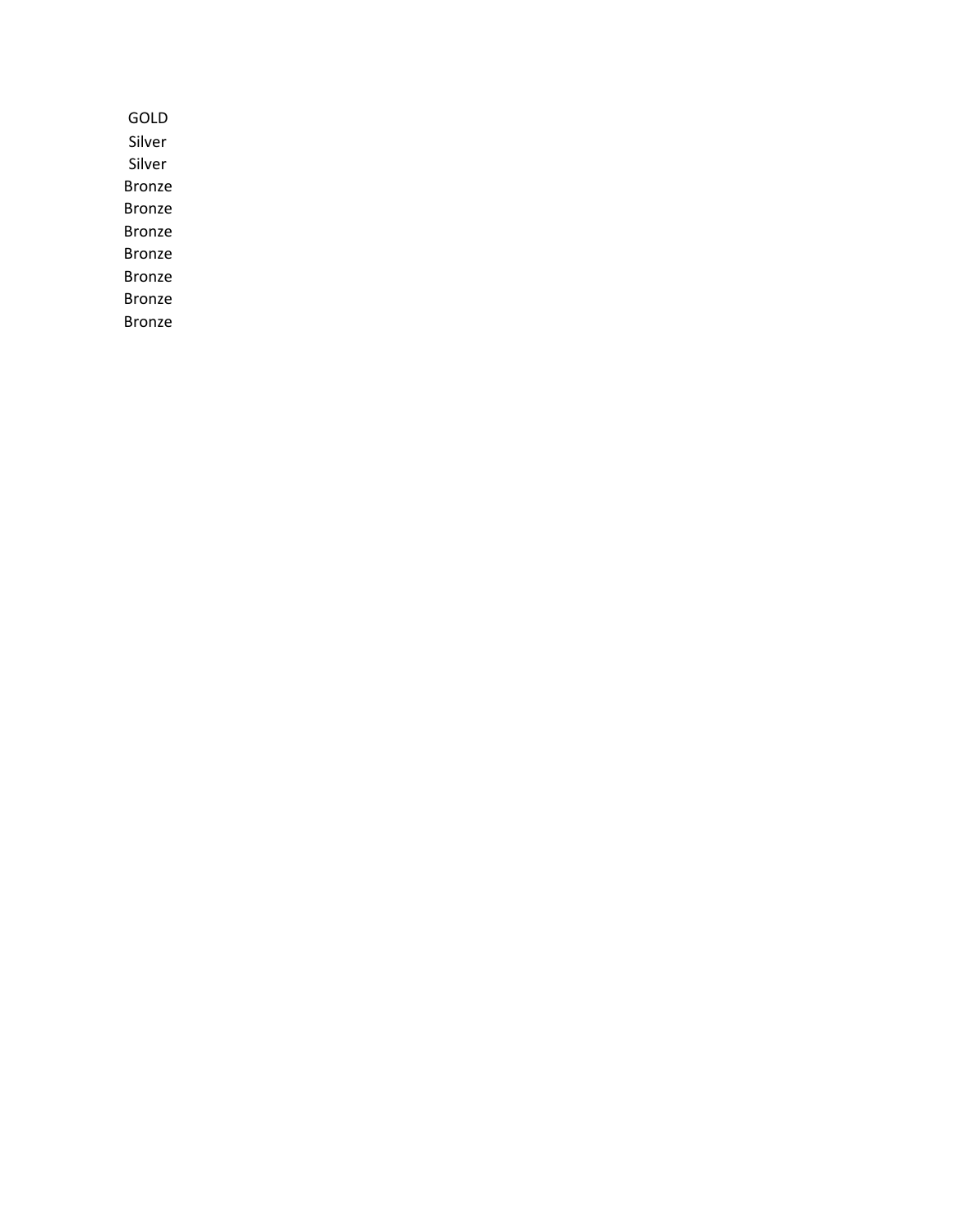GOLD
Silver
Silver
Bronze
Bronze
Bronze
Bronze
Bronze
Bronze
Bronze